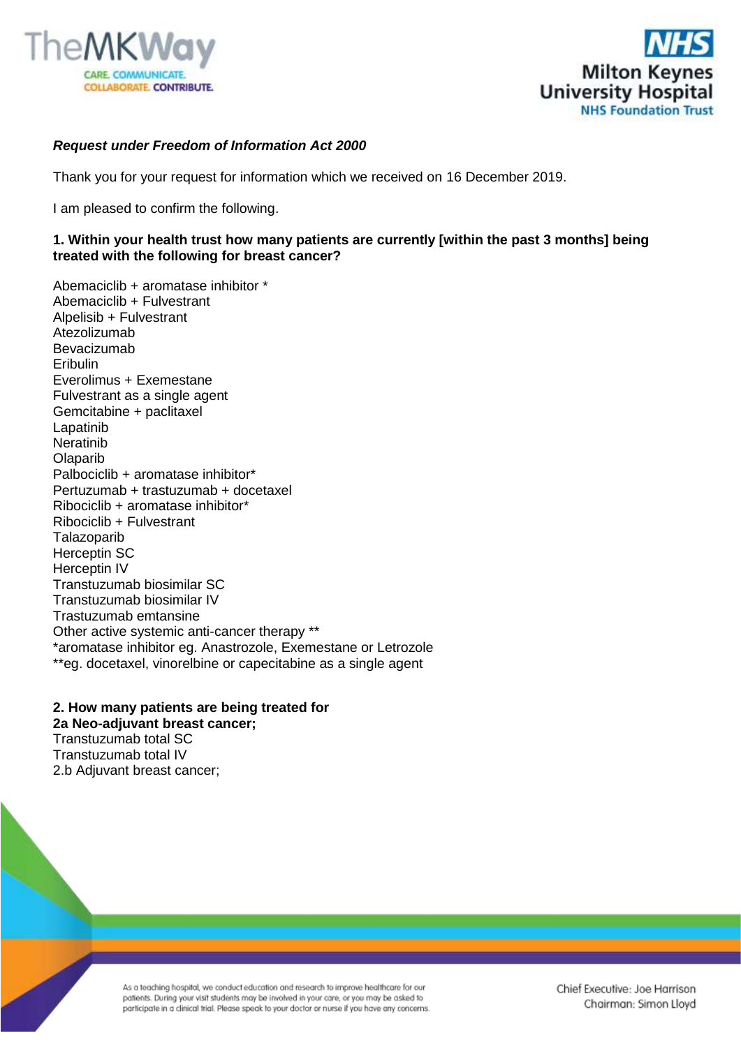***Request under Freedom of Information Act 2000***

Thank you for your request for information which we received on 16 December 2019.

I am pleased to confirm the following.

**1. Within your health trust how many patients are currently [within the past 3 months] being treated with the following for breast cancer?**

Abemaciclib + aromatase inhibitor *
Abemaciclib + Fulvestrant
Alpelisib + Fulvestrant
Atezolizumab
Bevacizumab
Eribulin
Everolimus + Exemestane
Fulvestrant as a single agent
Gemcitabine + paclitaxel
Lapatinib
Neratinib
Olaparib
Palbociclib + aromatase inhibitor*
Pertuzumab + trastuzumab + docetaxel
Ribociclib + aromatase inhibitor*
Ribociclib + Fulvestrant
Talazoparib
Herceptin SC
Herceptin IV
Transtuzumab biosimilar SC
Transtuzumab biosimilar IV
Trastuzumab emtansine
Other active systemic anti-cancer therapy **
*aromatase inhibitor eg. Anastrozole, Exemestane or Letrozole
**eg. docetaxel, vinorelbine or capecitabine as a single agent

**2. How many patients are being treated for**
**2a Neo-adjuvant breast cancer;**
Transtuzumab total SC
Transtuzumab total IV
2.b Adjuvant breast cancer;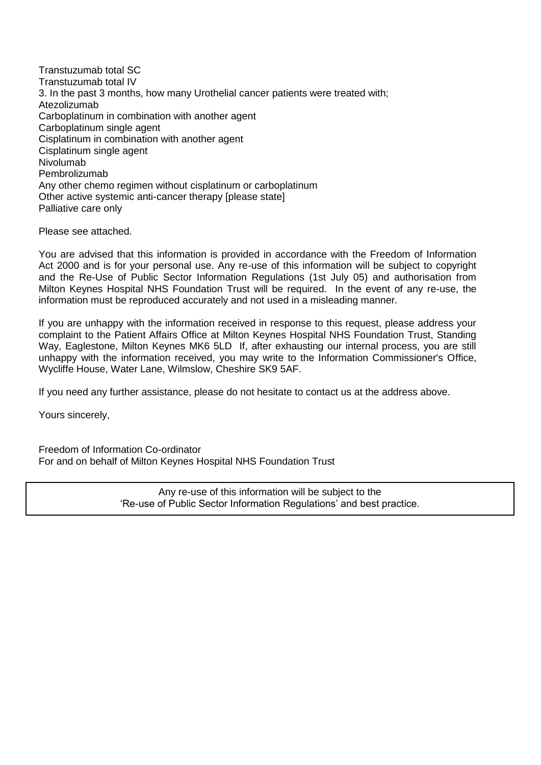Transtuzumab total SC
Transtuzumab total IV
3. In the past 3 months, how many Urothelial cancer patients were treated with;
Atezolizumab
Carboplatinum in combination with another agent
Carboplatinum single agent
Cisplatinum in combination with another agent
Cisplatinum single agent
Nivolumab
Pembrolizumab
Any other chemo regimen without cisplatinum or carboplatinum
Other active systemic anti-cancer therapy [please state]
Palliative care only

Please see attached.

You are advised that this information is provided in accordance with the Freedom of Information Act 2000 and is for your personal use. Any re-use of this information will be subject to copyright and the Re-Use of Public Sector Information Regulations (1st July 05) and authorisation from Milton Keynes Hospital NHS Foundation Trust will be required. In the event of any re-use, the information must be reproduced accurately and not used in a misleading manner.

If you are unhappy with the information received in response to this request, please address your complaint to the Patient Affairs Office at Milton Keynes Hospital NHS Foundation Trust, Standing Way, Eaglestone, Milton Keynes MK6 5LD If, after exhausting our internal process, you are still unhappy with the information received, you may write to the Information Commissioner's Office, Wycliffe House, Water Lane, Wilmslow, Cheshire SK9 5AF.

If you need any further assistance, please do not hesitate to contact us at the address above.

Yours sincerely,

Freedom of Information Co-ordinator
For and on behalf of Milton Keynes Hospital NHS Foundation Trust

Any re-use of this information will be subject to the
'Re-use of Public Sector Information Regulations' and best practice.